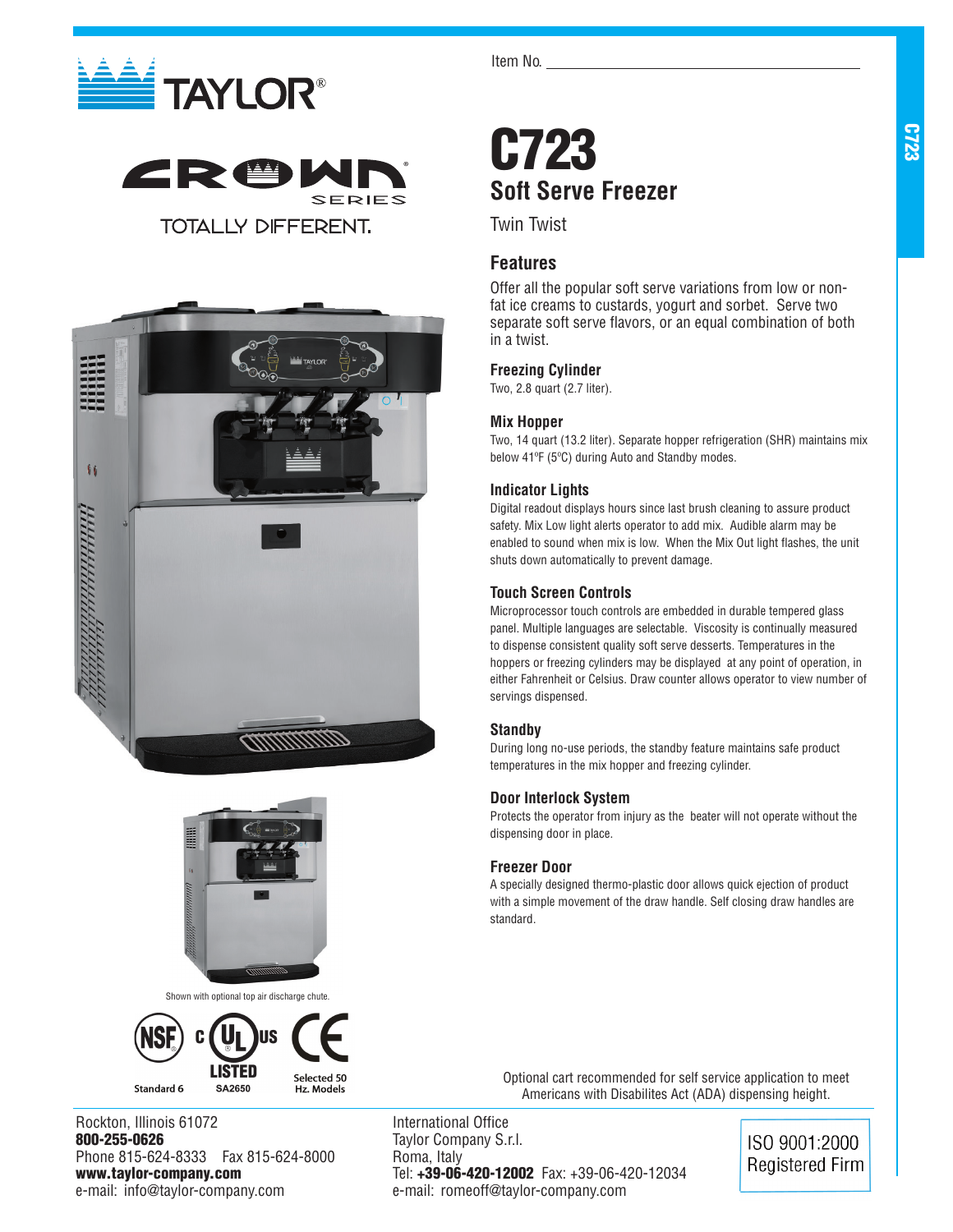Item No. ___________________________

TAYLOR®

CROWN SERIES

TOTALLY DIFFERENT.

# C723

## Soft Serve Freezer

Twin Twist

### Features

Offer all the popular soft serve variations from low or non-fat ice creams to custards, yogurt and sorbet. Serve two separate soft serve flavors, or an equal combination of both in a twist.

#### Freezing Cylinder

Two, 2.8 quart (2.7 liter).

#### Mix Hopper

Two, 14 quart (13.2 liter). Separate hopper refrigeration (SHR) maintains mix below 41ºF (5ºC) during Auto and Standby modes.

#### Indicator Lights

Digital readout displays hours since last brush cleaning to assure product safety. Mix Low light alerts operator to add mix. Audible alarm may be enabled to sound when mix is low. When the Mix Out light flashes, the unit shuts down automatically to prevent damage.

#### Touch Screen Controls

Microprocessor touch controls are embedded in durable tempered glass panel. Multiple languages are selectable. Viscosity is continually measured to dispense consistent quality soft serve desserts. Temperatures in the hoppers or freezing cylinders may be displayed at any point of operation, in either Fahrenheit or Celsius. Draw counter allows operator to view number of servings dispensed.

#### Standby

During long no-use periods, the standby feature maintains safe product temperatures in the mix hopper and freezing cylinder.

#### Door Interlock System

Protects the operator from injury as the beater will not operate without the dispensing door in place.

#### Freezer Door

A specially designed thermo-plastic door allows quick ejection of product with a simple movement of the draw handle. Self closing draw handles are standard.

Shown with optional top air discharge chute.

NSF Standard 6 | c UL us LISTED SA2650 | CE Selected 50 Hz. Models

Optional cart recommended for self service application to meet Americans with Disabilites Act (ADA) dispensing height.

Rockton, Illinois 61072
**800-255-0626**
Phone 815-624-8333 Fax 815-624-8000
**www.taylor-company.com**
e-mail: info@taylor-company.com

International Office
Taylor Company S.r.l.
Roma, Italy
Tel: **+39-06-420-12002** Fax: +39-06-420-12034
e-mail: romeoff@taylor-company.com

ISO 9001:2000 Registered Firm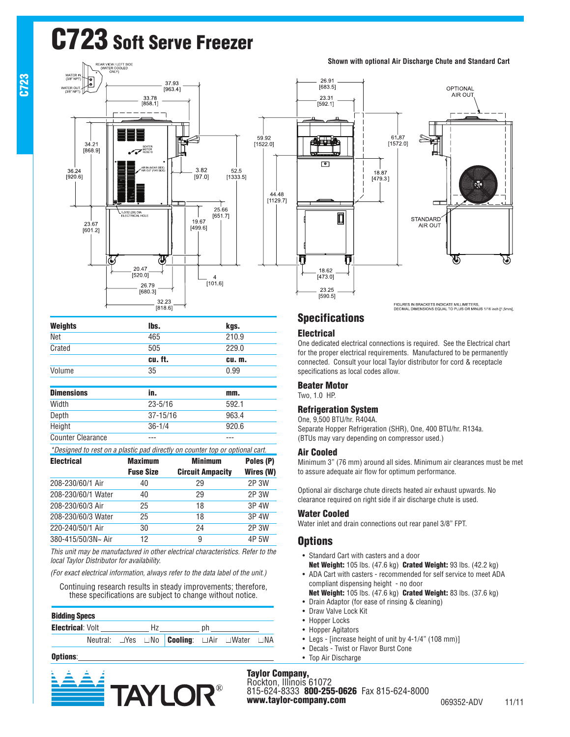# C723 Soft Serve Freezer

Shown with optional Air Discharge Chute and Standard Cart

REAR VIEW / LEFT SIDE (WATER COOLED ONLY)

WATER IN (3/8" NPT)

WATER OUT (3/8" NPT)

37.93 [963.4]

33.78 [858.1]

34.21 [868.9]

36.24 [920.6]

BEATER MOTOR RESETS

AIR IN (NEAR SIDE) AIR OUT (FAR SIDE)

3.82 [97.0]

52.5 [1333.5]

1-3/32 [28] DIA ELECTRICAL HOLE

25.66 [651.7]

19.67 [499.6]

23.67 [601.2]

20.47 [520.0]

26.79 [680.3]

4 [101.6]

32.23 [818.6]

26.91 [683.5]

23.31 [592.1]

59.92 [1522.0]

44.48 [1129.7]

18.87 [479.3]

61.87 [1572.0]

OPTIONAL AIR OUT

STANDARD AIR OUT

18.62 [473.0]

23.25 [590.5]

FIGURES IN BRACKETS INDICATE MILLIMETERS, DECIMAL DIMENSIONS EQUAL TO PLUS OR MINUS 1/16 inch [1,5mm].

| Weights | lbs. | kgs. |
|---|---|---|
| Net | 465 | 210.9 |
| Crated | 505 | 229.0 |
| | cu. ft. | cu. m. |
| Volume | 35 | 0.99 |

| Dimensions | in. | mm. |
|---|---|---|
| Width | 23-5/16 | 592.1 |
| Depth | 37-15/16 | 963.4 |
| Height | 36-1/4 | 920.6 |
| Counter Clearance | --- | --- |

*Designed to rest on a plastic pad directly on counter top or optional cart.*

| Electrical | Maximum Fuse Size | Minimum Circuit Ampacity | Poles (P) Wires (W) |
|---|---|---|---|
| 208-230/60/1 Air | 40 | 29 | 2P 3W |
| 208-230/60/1 Water | 40 | 29 | 2P 3W |
| 208-230/60/3 Air | 25 | 18 | 3P 4W |
| 208-230/60/3 Water | 25 | 18 | 3P 4W |
| 220-240/50/1 Air | 30 | 24 | 2P 3W |
| 380-415/50/3N~ Air | 12 | 9 | 4P 5W |

*This unit may be manufactured in other electrical characteristics. Refer to the local Taylor Distributor for availability.*

*(For exact electrical information, always refer to the data label of the unit.)*

Continuing research results in steady improvements; therefore, these specifications are subject to change without notice.

**Bidding Specs**

**Electrical**: Volt ___________ Hz ___________ ph ___________

Neutral: ☐Yes ☐No | **Cooling**: ☐Air ☐Water ☐NA

**Options**: ___________

## Specifications

### Electrical

One dedicated electrical connections is required. See the Electrical chart for the proper electrical requirements. Manufactured to be permanently connected. Consult your local Taylor distributor for cord & receptacle specifications as local codes allow.

### Beater Motor

Two, 1.0 HP.

### Refrigeration System

One, 9,500 BTU/hr. R404A.
Separate Hopper Refrigeration (SHR), One, 400 BTU/hr. R134a.
(BTUs may vary depending on compressor used.)

### Air Cooled

Minimum 3" (76 mm) around all sides. Minimum air clearances must be met to assure adequate air flow for optimum performance.

Optional air discharge chute directs heated air exhaust upwards. No clearance required on right side if air discharge chute is used.

### Water Cooled

Water inlet and drain connections out rear panel 3/8" FPT.

## Options

- Standard Cart with casters and a door
  **Net Weight:** 105 lbs. (47.6 kg) **Crated Weight:** 93 lbs. (42.2 kg)
- ADA Cart with casters - recommended for self service to meet ADA compliant dispensing height - no door
  **Net Weight:** 105 lbs. (47.6 kg) **Crated Weight:** 83 lbs. (37.6 kg)
- Drain Adaptor (for ease of rinsing & cleaning)
- Draw Valve Lock Kit
- Hopper Locks
- Hopper Agitators
- Legs - [increase height of unit by 4-1/4" (108 mm)]
- Decals - Twist or Flavor Burst Cone
- Top Air Discharge

TAYLOR®

**Taylor Company,**
Rockton, Illinois 61072
815-624-8333 **800-255-0626** Fax 815-624-8000
**www.taylor-company.com**

069352-ADV 11/11